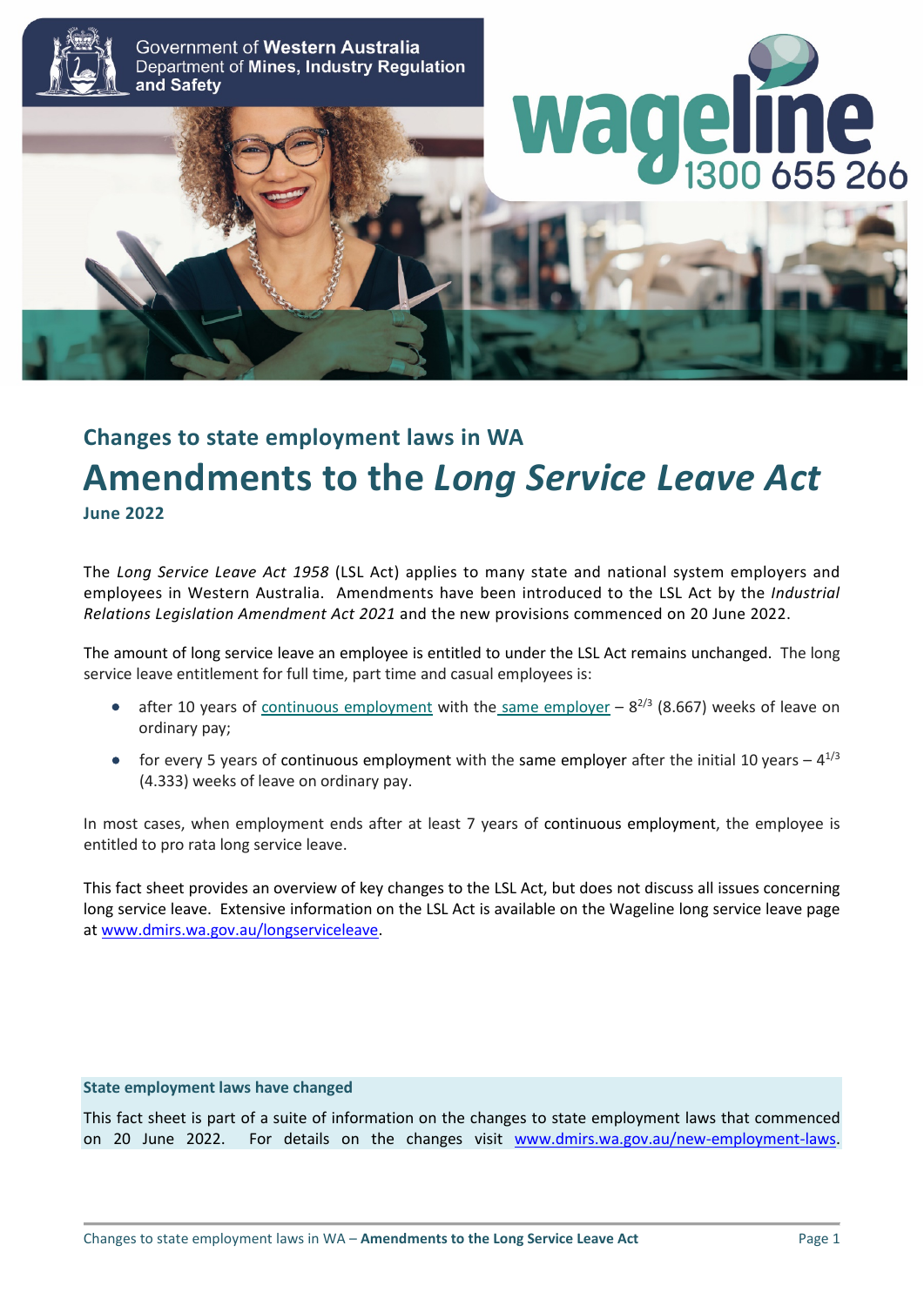Government of Western Australia
Department of Mines, Industry Regulation and Safety

wageline 1300 655 266

## Changes to state employment laws in WA

# Amendments to the *Long Service Leave Act*

**June 2022**

The *Long Service Leave Act 1958* (LSL Act) applies to many state and national system employers and employees in Western Australia. Amendments have been introduced to the LSL Act by the *Industrial Relations Legislation Amendment Act 2021* and the new provisions commenced on 20 June 2022.

The amount of long service leave an employee is entitled to under the LSL Act remains unchanged. The long service leave entitlement for full time, part time and casual employees is:

- after 10 years of continuous employment with the same employer – $8^{2/3}$ (8.667) weeks of leave on ordinary pay;
- for every 5 years of continuous employment with the same employer after the initial 10 years – $4^{1/3}$ (4.333) weeks of leave on ordinary pay.

In most cases, when employment ends after at least 7 years of continuous employment, the employee is entitled to pro rata long service leave.

This fact sheet provides an overview of key changes to the LSL Act, but does not discuss all issues concerning long service leave. Extensive information on the LSL Act is available on the Wageline long service leave page at www.dmirs.wa.gov.au/longserviceleave.

**State employment laws have changed**

This fact sheet is part of a suite of information on the changes to state employment laws that commenced on 20 June 2022. For details on the changes visit www.dmirs.wa.gov.au/new-employment-laws.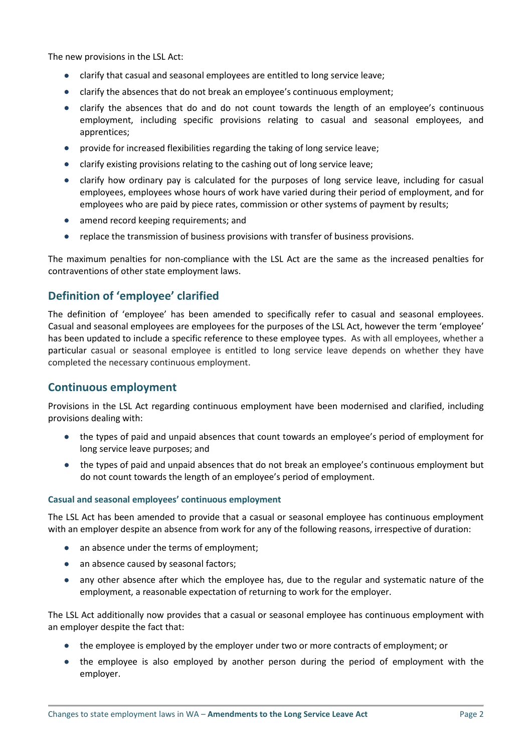The new provisions in the LSL Act:

- clarify that casual and seasonal employees are entitled to long service leave;
- clarify the absences that do not break an employee's continuous employment;
- clarify the absences that do and do not count towards the length of an employee's continuous employment, including specific provisions relating to casual and seasonal employees, and apprentices;
- provide for increased flexibilities regarding the taking of long service leave;
- clarify existing provisions relating to the cashing out of long service leave;
- clarify how ordinary pay is calculated for the purposes of long service leave, including for casual employees, employees whose hours of work have varied during their period of employment, and for employees who are paid by piece rates, commission or other systems of payment by results;
- amend record keeping requirements; and
- replace the transmission of business provisions with transfer of business provisions.

The maximum penalties for non-compliance with the LSL Act are the same as the increased penalties for contraventions of other state employment laws.

## Definition of 'employee' clarified

The definition of 'employee' has been amended to specifically refer to casual and seasonal employees. Casual and seasonal employees are employees for the purposes of the LSL Act, however the term 'employee' has been updated to include a specific reference to these employee types. As with all employees, whether a particular casual or seasonal employee is entitled to long service leave depends on whether they have completed the necessary continuous employment.

## Continuous employment

Provisions in the LSL Act regarding continuous employment have been modernised and clarified, including provisions dealing with:

- the types of paid and unpaid absences that count towards an employee's period of employment for long service leave purposes; and
- the types of paid and unpaid absences that do not break an employee's continuous employment but do not count towards the length of an employee's period of employment.

#### Casual and seasonal employees' continuous employment

The LSL Act has been amended to provide that a casual or seasonal employee has continuous employment with an employer despite an absence from work for any of the following reasons, irrespective of duration:

- an absence under the terms of employment;
- an absence caused by seasonal factors;
- any other absence after which the employee has, due to the regular and systematic nature of the employment, a reasonable expectation of returning to work for the employer.

The LSL Act additionally now provides that a casual or seasonal employee has continuous employment with an employer despite the fact that:

- the employee is employed by the employer under two or more contracts of employment; or
- the employee is also employed by another person during the period of employment with the employer.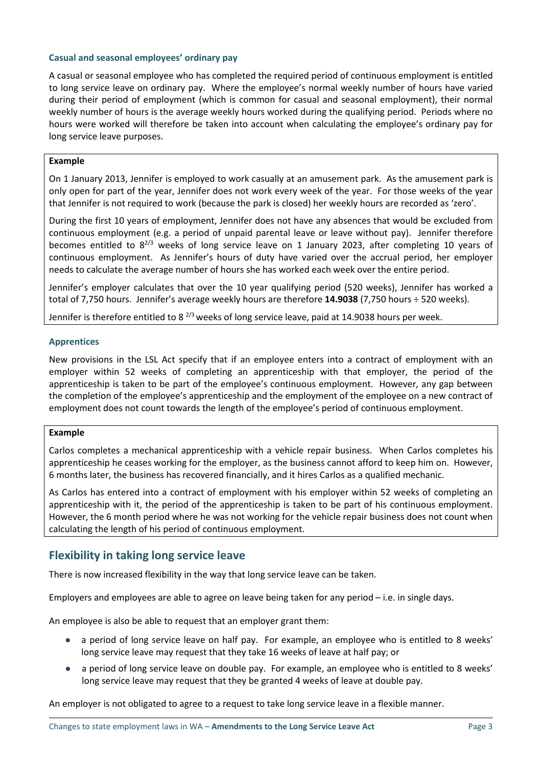### Casual and seasonal employees' ordinary pay

A casual or seasonal employee who has completed the required period of continuous employment is entitled to long service leave on ordinary pay. Where the employee's normal weekly number of hours have varied during their period of employment (which is common for casual and seasonal employment), their normal weekly number of hours is the average weekly hours worked during the qualifying period. Periods where no hours were worked will therefore be taken into account when calculating the employee's ordinary pay for long service leave purposes.

> **Example**
>
> On 1 January 2013, Jennifer is employed to work casually at an amusement park. As the amusement park is only open for part of the year, Jennifer does not work every week of the year. For those weeks of the year that Jennifer is not required to work (because the park is closed) her weekly hours are recorded as 'zero'.
>
> During the first 10 years of employment, Jennifer does not have any absences that would be excluded from continuous employment (e.g. a period of unpaid parental leave or leave without pay). Jennifer therefore becomes entitled to $8^{2/3}$ weeks of long service leave on 1 January 2023, after completing 10 years of continuous employment. As Jennifer's hours of duty have varied over the accrual period, her employer needs to calculate the average number of hours she has worked each week over the entire period.
>
> Jennifer's employer calculates that over the 10 year qualifying period (520 weeks), Jennifer has worked a total of 7,750 hours. Jennifer's average weekly hours are therefore **14.9038** (7,750 hours ÷ 520 weeks).
>
> Jennifer is therefore entitled to $8^{2/3}$ weeks of long service leave, paid at 14.9038 hours per week.

### Apprentices

New provisions in the LSL Act specify that if an employee enters into a contract of employment with an employer within 52 weeks of completing an apprenticeship with that employer, the period of the apprenticeship is taken to be part of the employee's continuous employment. However, any gap between the completion of the employee's apprenticeship and the employment of the employee on a new contract of employment does not count towards the length of the employee's period of continuous employment.

> **Example**
>
> Carlos completes a mechanical apprenticeship with a vehicle repair business. When Carlos completes his apprenticeship he ceases working for the employer, as the business cannot afford to keep him on. However, 6 months later, the business has recovered financially, and it hires Carlos as a qualified mechanic.
>
> As Carlos has entered into a contract of employment with his employer within 52 weeks of completing an apprenticeship with it, the period of the apprenticeship is taken to be part of his continuous employment. However, the 6 month period where he was not working for the vehicle repair business does not count when calculating the length of his period of continuous employment.

## Flexibility in taking long service leave

There is now increased flexibility in the way that long service leave can be taken.

Employers and employees are able to agree on leave being taken for any period – i.e. in single days.

An employee is also be able to request that an employer grant them:

- a period of long service leave on half pay. For example, an employee who is entitled to 8 weeks' long service leave may request that they take 16 weeks of leave at half pay; or
- a period of long service leave on double pay. For example, an employee who is entitled to 8 weeks' long service leave may request that they be granted 4 weeks of leave at double pay.

An employer is not obligated to agree to a request to take long service leave in a flexible manner.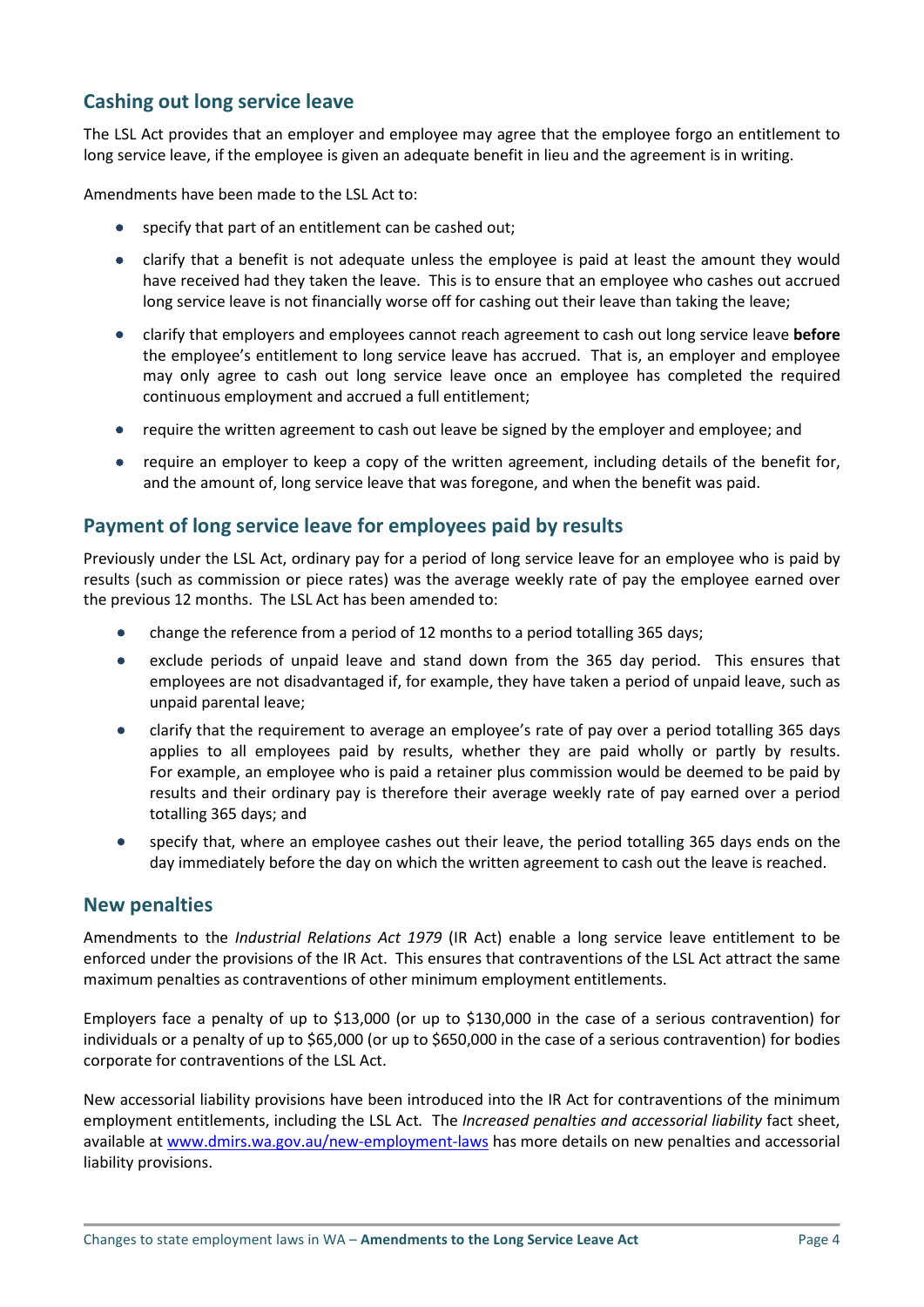## Cashing out long service leave

The LSL Act provides that an employer and employee may agree that the employee forgo an entitlement to long service leave, if the employee is given an adequate benefit in lieu and the agreement is in writing.

Amendments have been made to the LSL Act to:

- specify that part of an entitlement can be cashed out;
- clarify that a benefit is not adequate unless the employee is paid at least the amount they would have received had they taken the leave. This is to ensure that an employee who cashes out accrued long service leave is not financially worse off for cashing out their leave than taking the leave;
- clarify that employers and employees cannot reach agreement to cash out long service leave **before** the employee's entitlement to long service leave has accrued. That is, an employer and employee may only agree to cash out long service leave once an employee has completed the required continuous employment and accrued a full entitlement;
- require the written agreement to cash out leave be signed by the employer and employee; and
- require an employer to keep a copy of the written agreement, including details of the benefit for, and the amount of, long service leave that was foregone, and when the benefit was paid.

## Payment of long service leave for employees paid by results

Previously under the LSL Act, ordinary pay for a period of long service leave for an employee who is paid by results (such as commission or piece rates) was the average weekly rate of pay the employee earned over the previous 12 months. The LSL Act has been amended to:

- change the reference from a period of 12 months to a period totalling 365 days;
- exclude periods of unpaid leave and stand down from the 365 day period. This ensures that employees are not disadvantaged if, for example, they have taken a period of unpaid leave, such as unpaid parental leave;
- clarify that the requirement to average an employee's rate of pay over a period totalling 365 days applies to all employees paid by results, whether they are paid wholly or partly by results. For example, an employee who is paid a retainer plus commission would be deemed to be paid by results and their ordinary pay is therefore their average weekly rate of pay earned over a period totalling 365 days; and
- specify that, where an employee cashes out their leave, the period totalling 365 days ends on the day immediately before the day on which the written agreement to cash out the leave is reached.

## New penalties

Amendments to the *Industrial Relations Act 1979* (IR Act) enable a long service leave entitlement to be enforced under the provisions of the IR Act. This ensures that contraventions of the LSL Act attract the same maximum penalties as contraventions of other minimum employment entitlements.

Employers face a penalty of up to $13,000 (or up to $130,000 in the case of a serious contravention) for individuals or a penalty of up to $65,000 (or up to $650,000 in the case of a serious contravention) for bodies corporate for contraventions of the LSL Act.

New accessorial liability provisions have been introduced into the IR Act for contraventions of the minimum employment entitlements, including the LSL Act. The *Increased penalties and accessorial liability* fact sheet, available at [www.dmirs.wa.gov.au/new-employment-laws](www.dmirs.wa.gov.au/new-employment-laws) has more details on new penalties and accessorial liability provisions.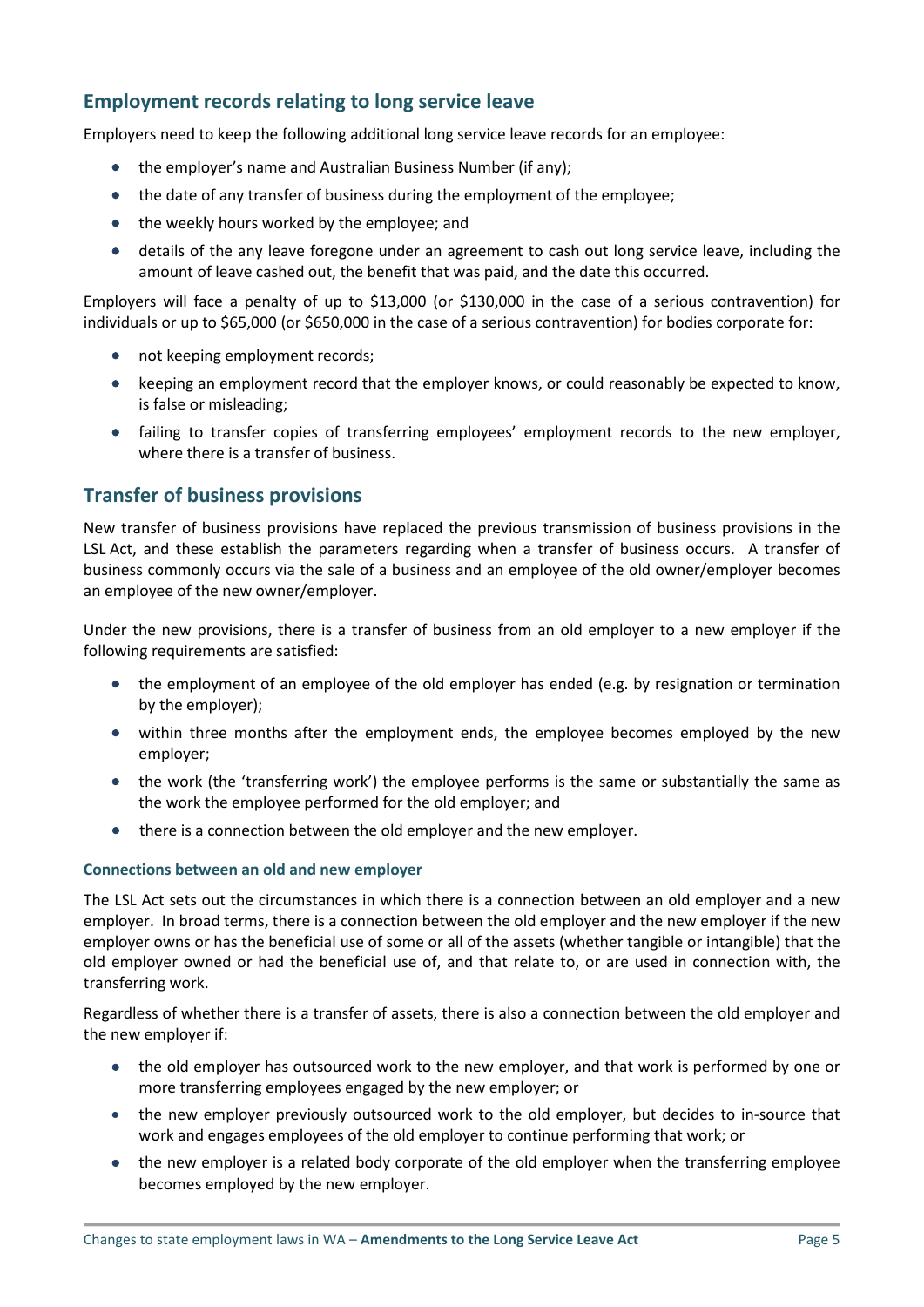## Employment records relating to long service leave

Employers need to keep the following additional long service leave records for an employee:

- the employer's name and Australian Business Number (if any);
- the date of any transfer of business during the employment of the employee;
- the weekly hours worked by the employee; and
- details of the any leave foregone under an agreement to cash out long service leave, including the amount of leave cashed out, the benefit that was paid, and the date this occurred.

Employers will face a penalty of up to $13,000 (or $130,000 in the case of a serious contravention) for individuals or up to $65,000 (or $650,000 in the case of a serious contravention) for bodies corporate for:

- not keeping employment records;
- keeping an employment record that the employer knows, or could reasonably be expected to know, is false or misleading;
- failing to transfer copies of transferring employees' employment records to the new employer, where there is a transfer of business.

## Transfer of business provisions

New transfer of business provisions have replaced the previous transmission of business provisions in the LSL Act, and these establish the parameters regarding when a transfer of business occurs. A transfer of business commonly occurs via the sale of a business and an employee of the old owner/employer becomes an employee of the new owner/employer.

Under the new provisions, there is a transfer of business from an old employer to a new employer if the following requirements are satisfied:

- the employment of an employee of the old employer has ended (e.g. by resignation or termination by the employer);
- within three months after the employment ends, the employee becomes employed by the new employer;
- the work (the 'transferring work') the employee performs is the same or substantially the same as the work the employee performed for the old employer; and
- there is a connection between the old employer and the new employer.

### Connections between an old and new employer

The LSL Act sets out the circumstances in which there is a connection between an old employer and a new employer. In broad terms, there is a connection between the old employer and the new employer if the new employer owns or has the beneficial use of some or all of the assets (whether tangible or intangible) that the old employer owned or had the beneficial use of, and that relate to, or are used in connection with, the transferring work.

Regardless of whether there is a transfer of assets, there is also a connection between the old employer and the new employer if:

- the old employer has outsourced work to the new employer, and that work is performed by one or more transferring employees engaged by the new employer; or
- the new employer previously outsourced work to the old employer, but decides to in-source that work and engages employees of the old employer to continue performing that work; or
- the new employer is a related body corporate of the old employer when the transferring employee becomes employed by the new employer.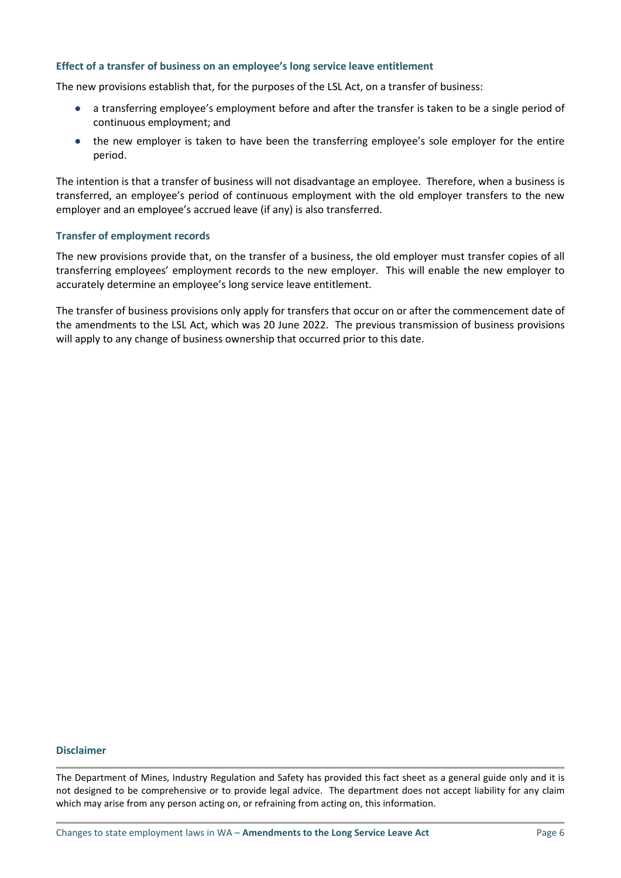### Effect of a transfer of business on an employee's long service leave entitlement

The new provisions establish that, for the purposes of the LSL Act, on a transfer of business:

- a transferring employee's employment before and after the transfer is taken to be a single period of continuous employment; and
- the new employer is taken to have been the transferring employee's sole employer for the entire period.

The intention is that a transfer of business will not disadvantage an employee. Therefore, when a business is transferred, an employee's period of continuous employment with the old employer transfers to the new employer and an employee's accrued leave (if any) is also transferred.

### Transfer of employment records

The new provisions provide that, on the transfer of a business, the old employer must transfer copies of all transferring employees' employment records to the new employer. This will enable the new employer to accurately determine an employee's long service leave entitlement.

The transfer of business provisions only apply for transfers that occur on or after the commencement date of the amendments to the LSL Act, which was 20 June 2022. The previous transmission of business provisions will apply to any change of business ownership that occurred prior to this date.

### Disclaimer

The Department of Mines, Industry Regulation and Safety has provided this fact sheet as a general guide only and it is not designed to be comprehensive or to provide legal advice. The department does not accept liability for any claim which may arise from any person acting on, or refraining from acting on, this information.